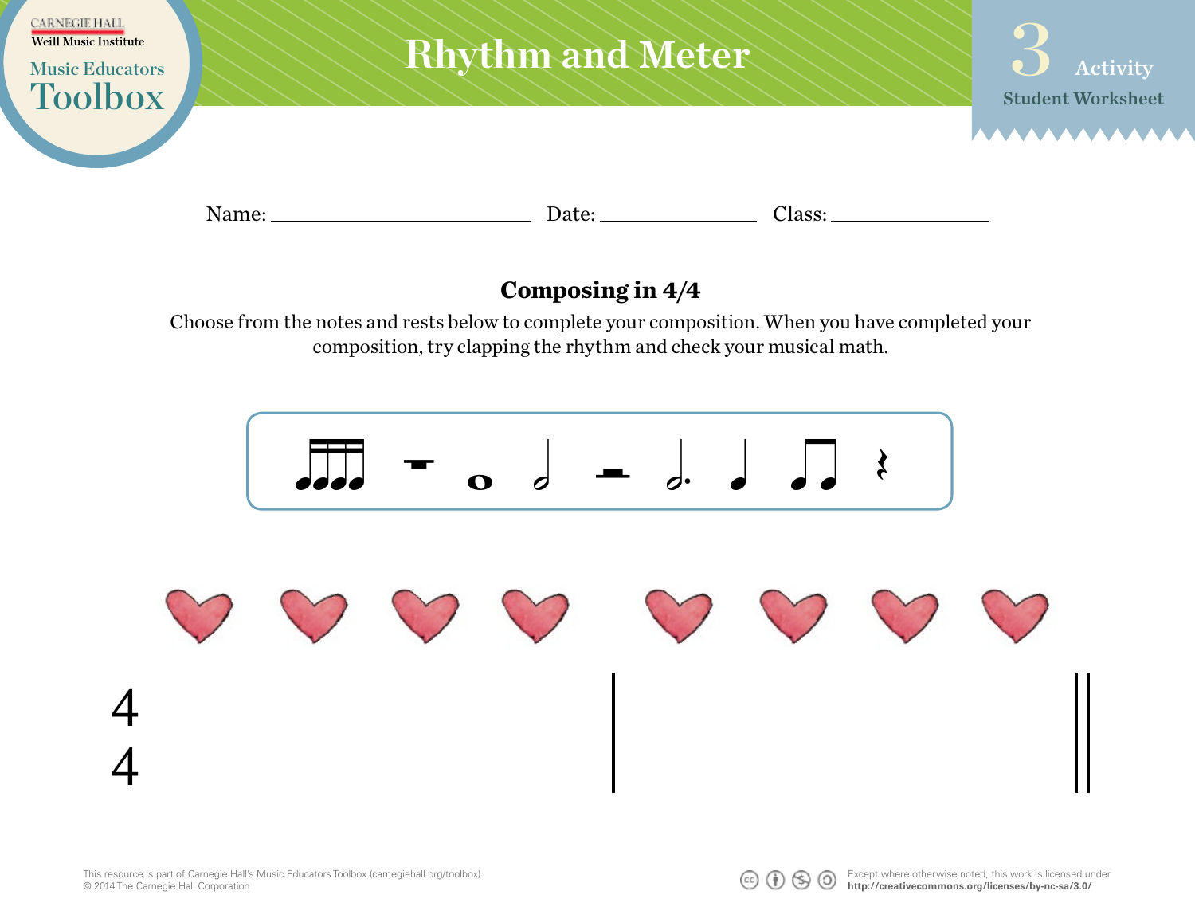# Rhythm and Meter

3 Activity

Student Worksheet

Name: ______________________ Date: ______________ Class: ______________

## Composing in 4/4

Choose from the notes and rests below to complete your composition. When you have completed your composition, try clapping the rhythm and check your musical math.

$\frac{4}{4}$

This resource is part of Carnegie Hall's Music Educators Toolbox (carnegiehall.org/toolbox).
© 2014 The Carnegie Hall Corporation

Except where otherwise noted, this work is licensed under
**http://creativecommons.org/licenses/by-nc-sa/3.0/**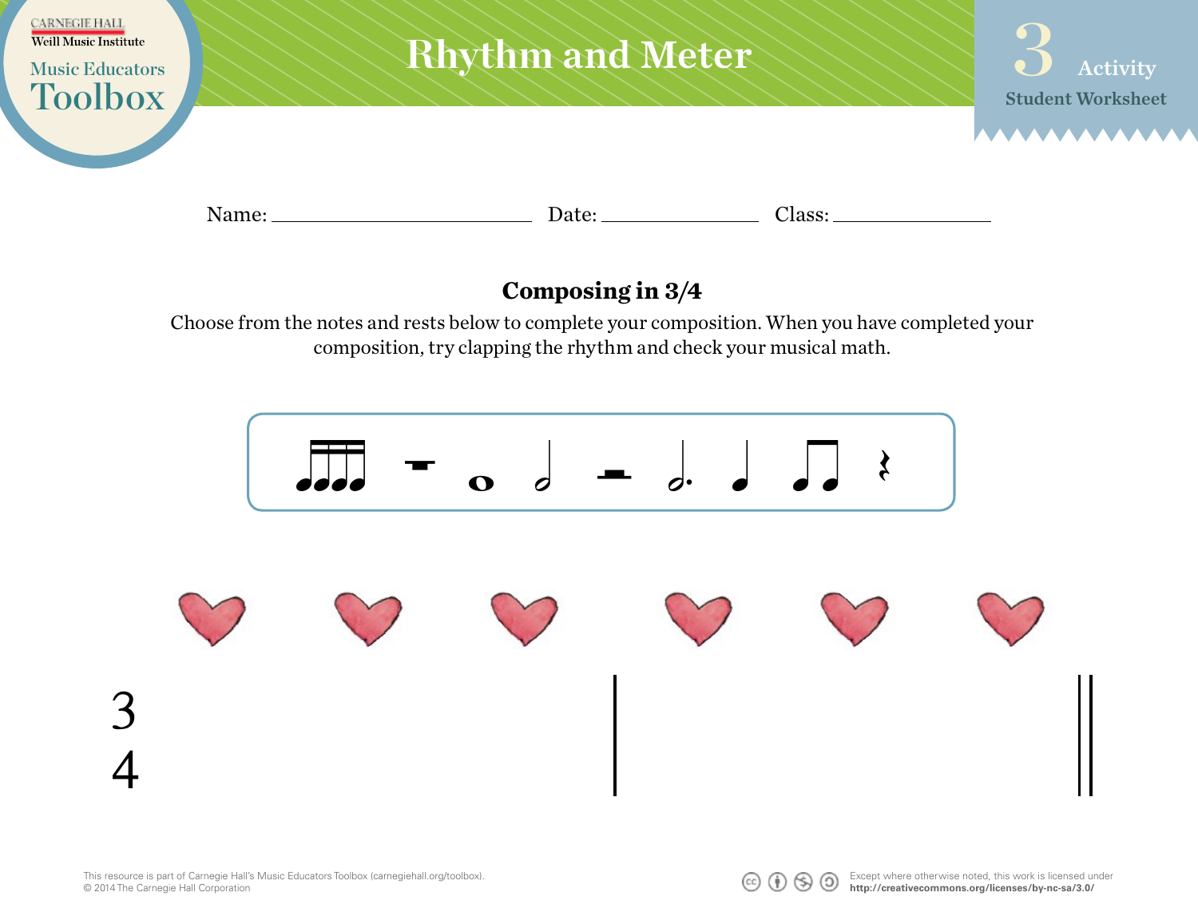# Rhythm and Meter

3 Activity
Student Worksheet

Name: ______________________ Date: ______________ Class: ______________

## Composing in 3/4

Choose from the notes and rests below to complete your composition. When you have completed your composition, try clapping the rhythm and check your musical math.

3
4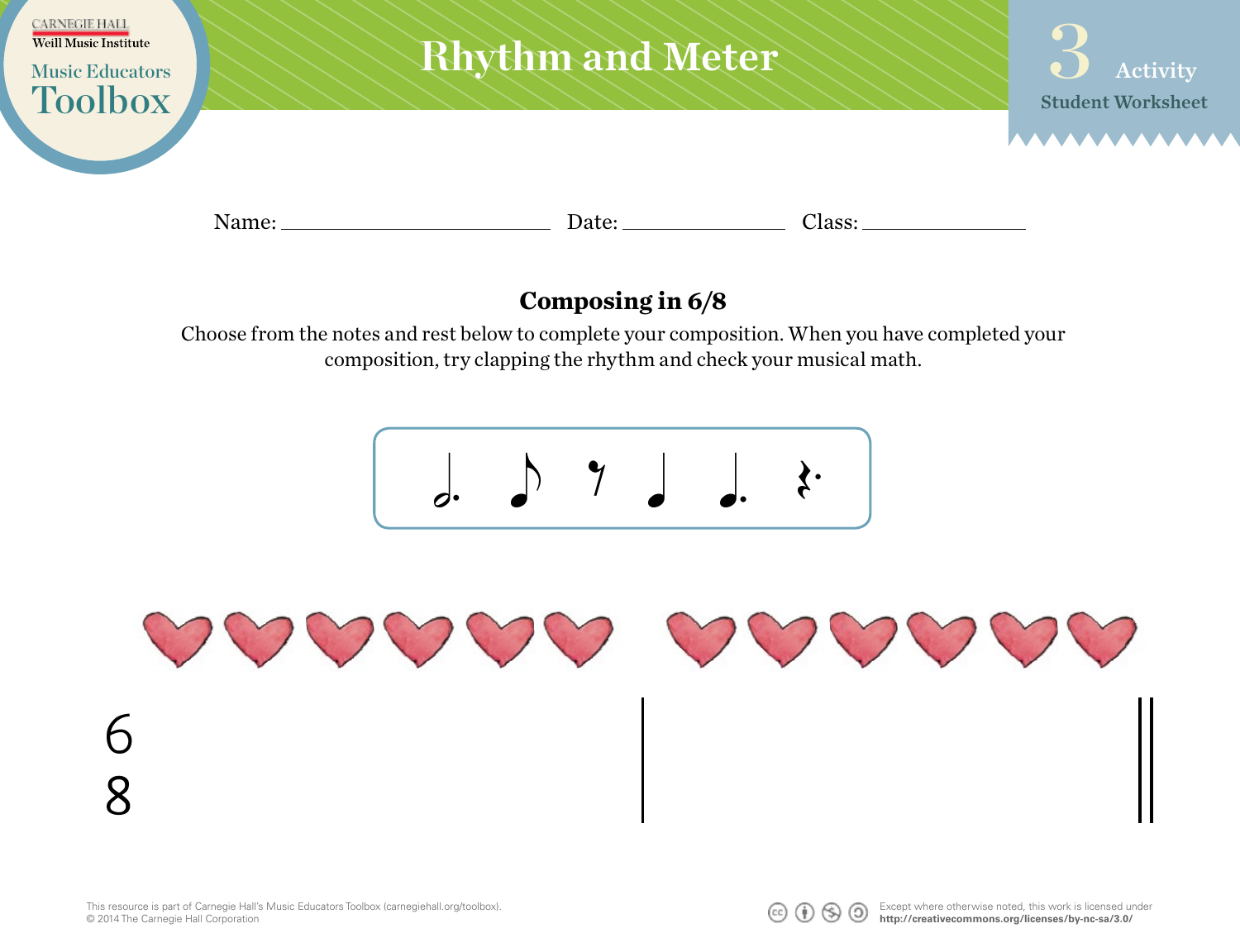# Rhythm and Meter

3 Activity
Student Worksheet

Name: ______________________ Date: ______________ Class: ______________

## Composing in 6/8

Choose from the notes and rest below to complete your composition. When you have completed your composition, try clapping the rhythm and check your musical math.

6
8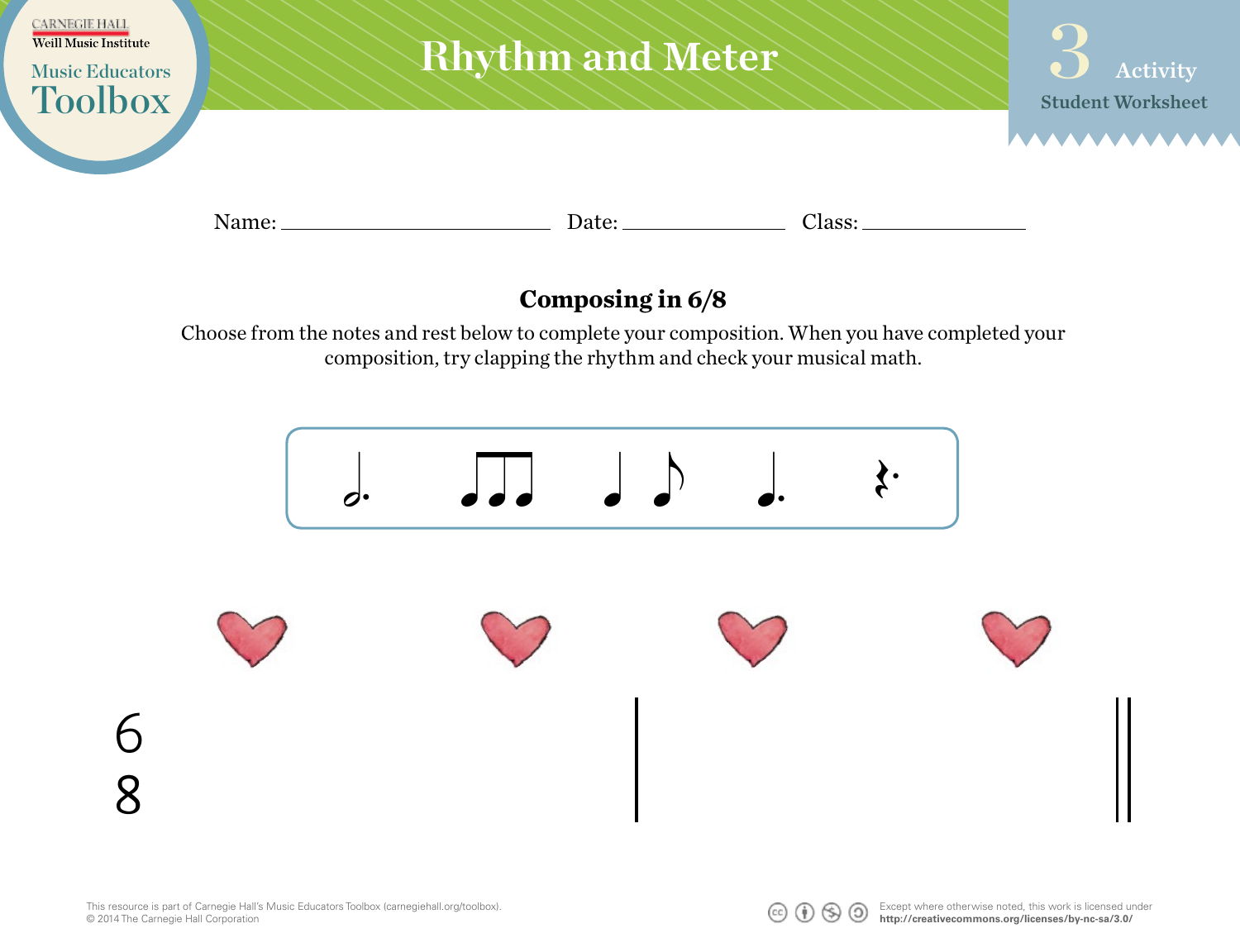# Rhythm and Meter

3 Activity
Student Worksheet

Name: ________________ Date: ____________ Class: ____________

## Composing in 6/8

Choose from the notes and rest below to complete your composition. When you have completed your composition, try clapping the rhythm and check your musical math.

6
8

This resource is part of Carnegie Hall's Music Educators Toolbox (carnegiehall.org/toolbox).
© 2014 The Carnegie Hall Corporation

Except where otherwise noted, this work is licensed under
**http://creativecommons.org/licenses/by-nc-sa/3.0/**